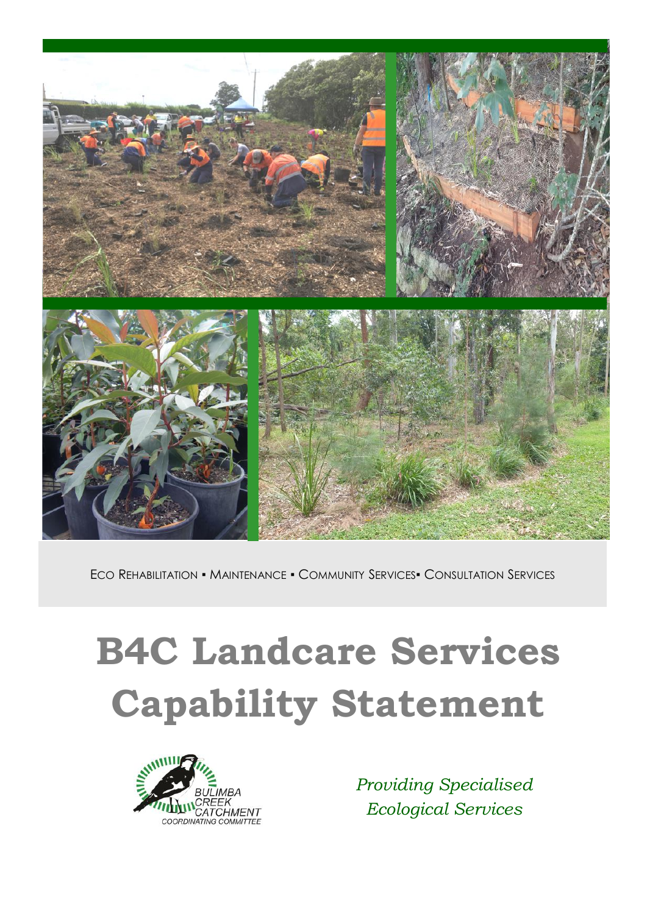ECO REHABILITATION ▪ MAINTENANCE ▪ COMMUNITY SERVICES▪ CONSULTATION SERVICES

# B4C Landcare Services Capability Statement

BULIMBA CREEK CATCHMENT COORDINATING COMMITTEE

*Providing Specialised Ecological Services*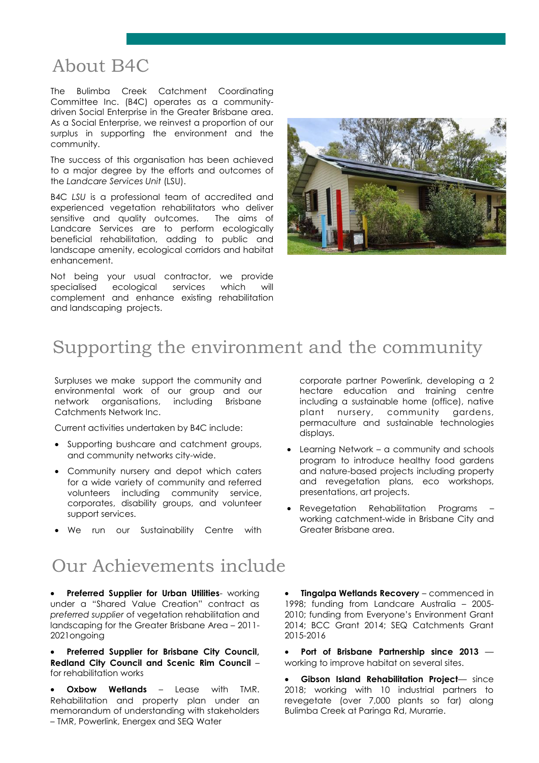# About B4C

The Bulimba Creek Catchment Coordinating Committee Inc. (B4C) operates as a community-driven Social Enterprise in the Greater Brisbane area. As a Social Enterprise, we reinvest a proportion of our surplus in supporting the environment and the community.

The success of this organisation has been achieved to a major degree by the efforts and outcomes of the *Landcare Services Unit* (LSU).

B4C *LSU* is a professional team of accredited and experienced vegetation rehabilitators who deliver sensitive and quality outcomes. The aims of Landcare Services are to perform ecologically beneficial rehabilitation, adding to public and landscape amenity, ecological corridors and habitat enhancement.

Not being your usual contractor, we provide specialised ecological services which will complement and enhance existing rehabilitation and landscaping projects.

# Supporting the environment and the community

Surpluses we make support the community and environmental work of our group and our network organisations, including Brisbane Catchments Network Inc.

Current activities undertaken by B4C include:

- Supporting bushcare and catchment groups, and community networks city-wide.
- Community nursery and depot which caters for a wide variety of community and referred volunteers including community service, corporates, disability groups, and volunteer support services.
- We run our Sustainability Centre with corporate partner Powerlink, developing a 2 hectare education and training centre including a sustainable home (office), native plant nursery, community gardens, permaculture and sustainable technologies displays.
- Learning Network – a community and schools program to introduce healthy food gardens and nature-based projects including property and revegetation plans, eco workshops, presentations, art projects.
- Revegetation Rehabilitation Programs – working catchment-wide in Brisbane City and Greater Brisbane area.

# Our Achievements include

- **Preferred Supplier for Urban Utilities**- working under a "Shared Value Creation" contract as *preferred supplier* of vegetation rehabilitation and landscaping for the Greater Brisbane Area – 2011-2021ongoing
- **Preferred Supplier for Brisbane City Council, Redland City Council and Scenic Rim Council** – for rehabilitation works
- **Oxbow Wetlands** – Lease with TMR. Rehabilitation and property plan under an memorandum of understanding with stakeholders – TMR, Powerlink, Energex and SEQ Water
- **Tingalpa Wetlands Recovery** – commenced in 1998; funding from Landcare Australia – 2005-2010; funding from Everyone's Environment Grant 2014; BCC Grant 2014; SEQ Catchments Grant 2015-2016
- **Port of Brisbane Partnership since 2013** — working to improve habitat on several sites.
- **Gibson Island Rehabilitation Project**— since 2018; working with 10 industrial partners to revegetate (over 7,000 plants so far) along Bulimba Creek at Paringa Rd, Murarrie.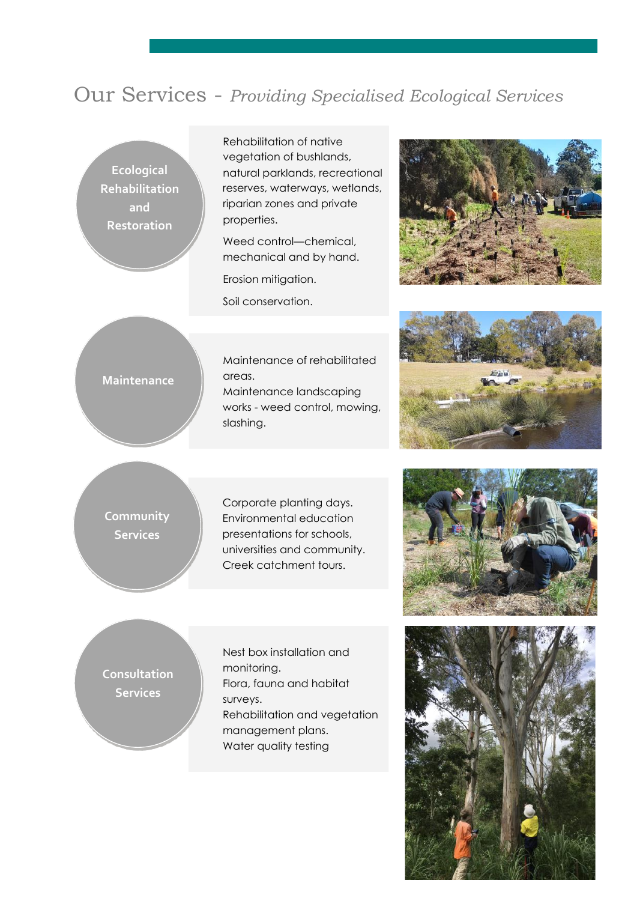# Our Services - *Providing Specialised Ecological Services*

## Ecological Rehabilitation and Restoration

Rehabilitation of native vegetation of bushlands, natural parklands, recreational reserves, waterways, wetlands, riparian zones and private properties.

Weed control—chemical, mechanical and by hand.

Erosion mitigation.

Soil conservation.

## Maintenance

Maintenance of rehabilitated areas.
Maintenance landscaping works - weed control, mowing, slashing.

## Community Services

Corporate planting days.
Environmental education presentations for schools, universities and community.
Creek catchment tours.

## Consultation Services

Nest box installation and monitoring.
Flora, fauna and habitat surveys.
Rehabilitation and vegetation management plans.
Water quality testing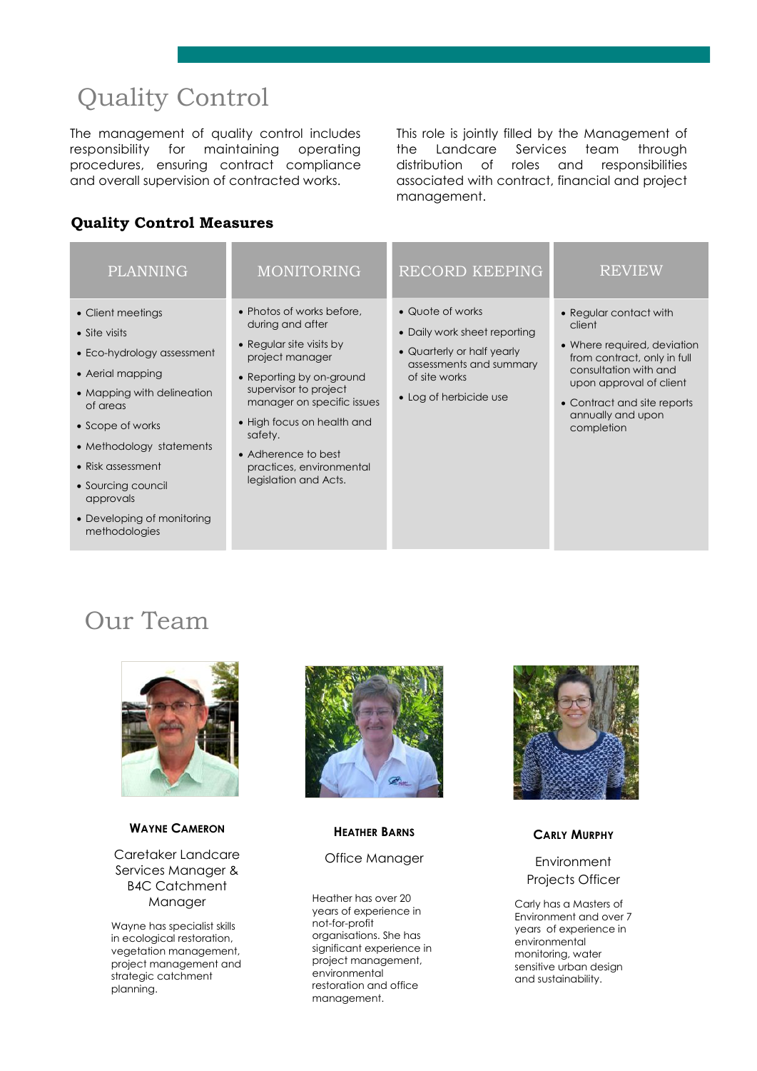# Quality Control

The management of quality control includes responsibility for maintaining operating procedures, ensuring contract compliance and overall supervision of contracted works.

This role is jointly filled by the Management of the Landcare Services team through distribution of roles and responsibilities associated with contract, financial and project management.

### Quality Control Measures

| PLANNING | MONITORING | RECORD KEEPING | REVIEW |
|---|---|---|---|
| • Client meetings<br>• Site visits<br>• Eco-hydrology assessment<br>• Aerial mapping<br>• Mapping with delineation of areas<br>• Scope of works<br>• Methodology statements<br>• Risk assessment<br>• Sourcing council approvals<br>• Developing of monitoring methodologies | • Photos of works before, during and after<br>• Regular site visits by project manager<br>• Reporting by on-ground supervisor to project manager on specific issues<br>• High focus on health and safety.<br>• Adherence to best practices, environmental legislation and Acts. | • Quote of works<br>• Daily work sheet reporting<br>• Quarterly or half yearly assessments and summary of site works<br>• Log of herbicide use | • Regular contact with client<br>• Where required, deviation from contract, only in full consultation with and upon approval of client<br>• Contract and site reports annually and upon completion |

# Our Team

**WAYNE CAMERON**

Caretaker Landcare Services Manager & B4C Catchment Manager

Wayne has specialist skills in ecological restoration, vegetation management, project management and strategic catchment planning.

**HEATHER BARNS**

Office Manager

Heather has over 20 years of experience in not-for-profit organisations. She has significant experience in project management, environmental restoration and office management.

**CARLY MURPHY**

Environment Projects Officer

Carly has a Masters of Environment and over 7 years of experience in environmental monitoring, water sensitive urban design and sustainability.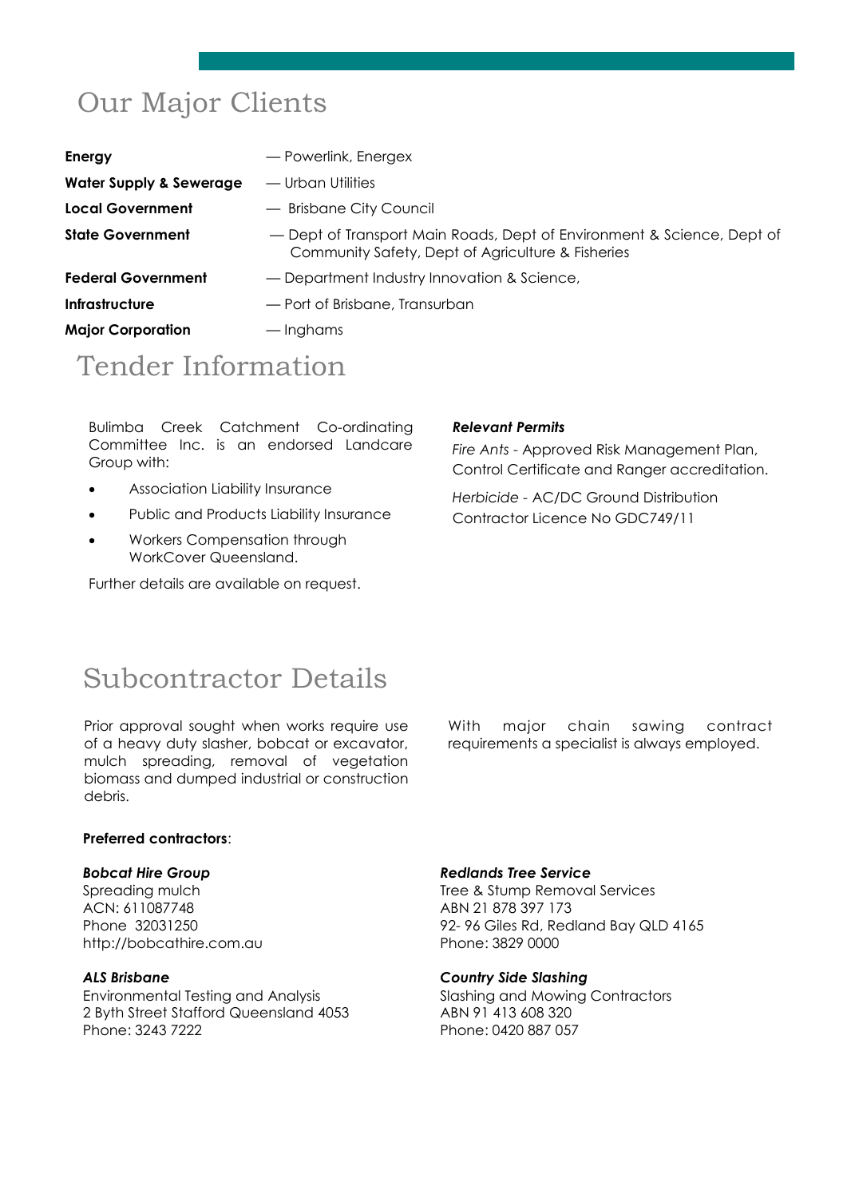# Our Major Clients

| | |
|---|---|
| **Energy** | — Powerlink, Energex |
| **Water Supply & Sewerage** | — Urban Utilities |
| **Local Government** | — Brisbane City Council |
| **State Government** | — Dept of Transport Main Roads, Dept of Environment & Science, Dept of Community Safety, Dept of Agriculture & Fisheries |
| **Federal Government** | — Department Industry Innovation & Science, |
| **Infrastructure** | — Port of Brisbane, Transurban |
| **Major Corporation** | — Inghams |

# Tender Information

Bulimba Creek Catchment Co-ordinating Committee Inc. is an endorsed Landcare Group with:

- Association Liability Insurance
- Public and Products Liability Insurance
- Workers Compensation through WorkCover Queensland.

Further details are available on request.

***Relevant Permits***

*Fire Ants* - Approved Risk Management Plan, Control Certificate and Ranger accreditation.

*Herbicide* - AC/DC Ground Distribution Contractor Licence No GDC749/11

# Subcontractor Details

Prior approval sought when works require use of a heavy duty slasher, bobcat or excavator, mulch spreading, removal of vegetation biomass and dumped industrial or construction debris.

With major chain sawing contract requirements a specialist is always employed.

**Preferred contractors**:

***Bobcat Hire Group***
Spreading mulch
ACN: 611087748
Phone 32031250
http://bobcathire.com.au

***ALS Brisbane***
Environmental Testing and Analysis
2 Byth Street Stafford Queensland 4053
Phone: 3243 7222

***Redlands Tree Service***
Tree & Stump Removal Services
ABN 21 878 397 173
92- 96 Giles Rd, Redland Bay QLD 4165
Phone: 3829 0000

***Country Side Slashing***
Slashing and Mowing Contractors
ABN 91 413 608 320
Phone: 0420 887 057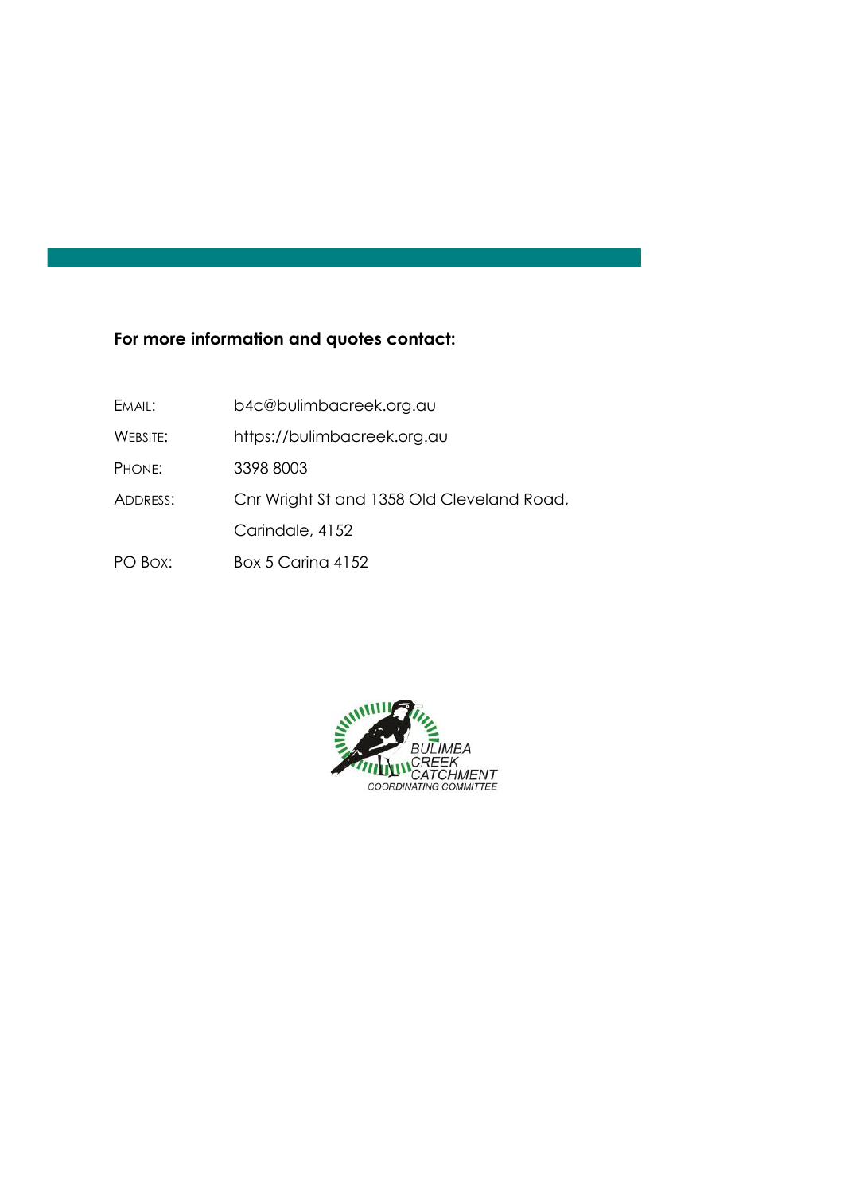**For more information and quotes contact:**

| | |
|---|---|
| EMAIL: | b4c@bulimbacreek.org.au |
| WEBSITE: | https://bulimbacreek.org.au |
| PHONE: | 3398 8003 |
| ADDRESS: | Cnr Wright St and 1358 Old Cleveland Road, Carindale, 4152 |
| PO BOX: | Box 5 Carina 4152 |

BULIMBA CREEK CATCHMENT COORDINATING COMMITTEE